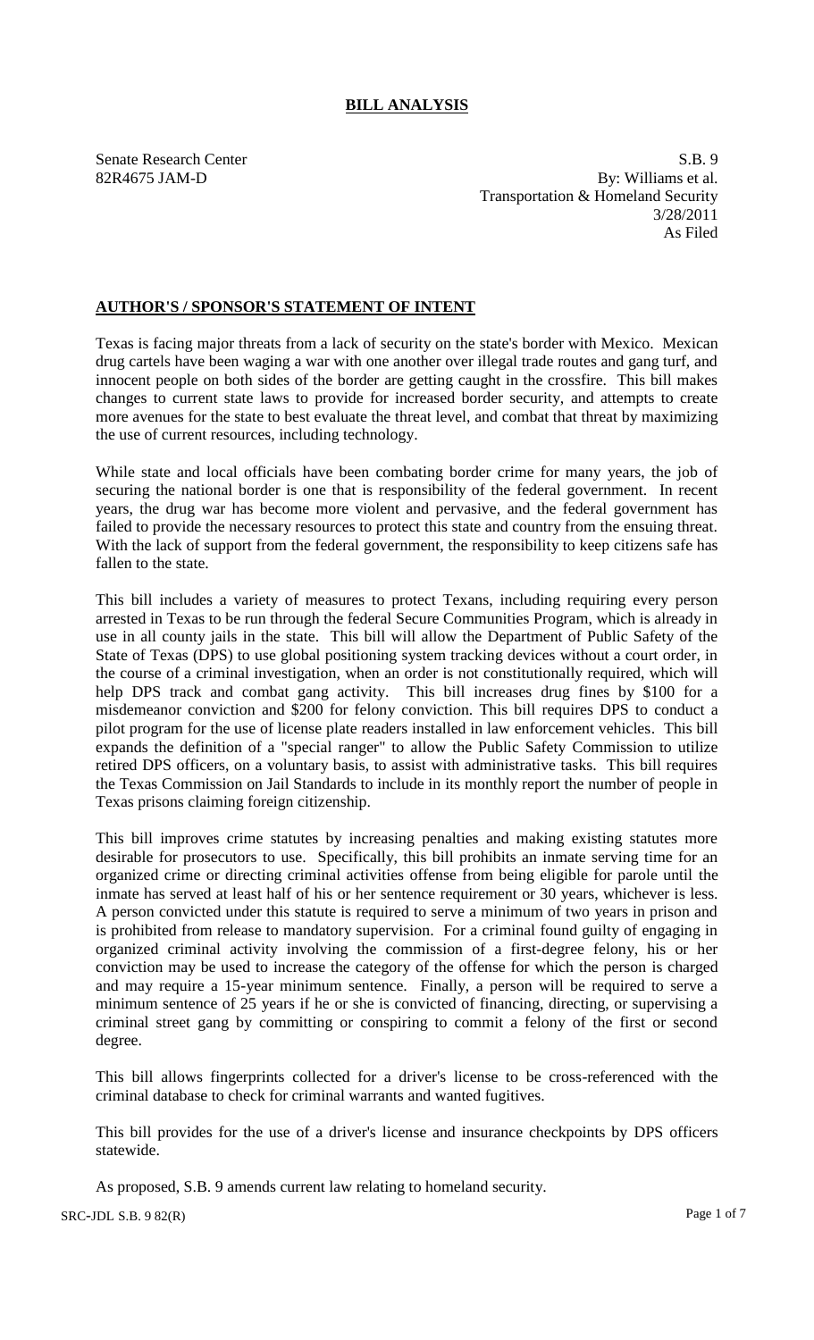# BILL ANALYSIS

Senate Research Center
82R4675 JAM-D

S.B. 9
By: Williams et al.
Transportation & Homeland Security
3/28/2011
As Filed

## AUTHOR'S / SPONSOR'S STATEMENT OF INTENT

Texas is facing major threats from a lack of security on the state's border with Mexico. Mexican drug cartels have been waging a war with one another over illegal trade routes and gang turf, and innocent people on both sides of the border are getting caught in the crossfire. This bill makes changes to current state laws to provide for increased border security, and attempts to create more avenues for the state to best evaluate the threat level, and combat that threat by maximizing the use of current resources, including technology.

While state and local officials have been combating border crime for many years, the job of securing the national border is one that is responsibility of the federal government. In recent years, the drug war has become more violent and pervasive, and the federal government has failed to provide the necessary resources to protect this state and country from the ensuing threat. With the lack of support from the federal government, the responsibility to keep citizens safe has fallen to the state.

This bill includes a variety of measures to protect Texans, including requiring every person arrested in Texas to be run through the federal Secure Communities Program, which is already in use in all county jails in the state. This bill will allow the Department of Public Safety of the State of Texas (DPS) to use global positioning system tracking devices without a court order, in the course of a criminal investigation, when an order is not constitutionally required, which will help DPS track and combat gang activity. This bill increases drug fines by $100 for a misdemeanor conviction and $200 for felony conviction. This bill requires DPS to conduct a pilot program for the use of license plate readers installed in law enforcement vehicles. This bill expands the definition of a "special ranger" to allow the Public Safety Commission to utilize retired DPS officers, on a voluntary basis, to assist with administrative tasks. This bill requires the Texas Commission on Jail Standards to include in its monthly report the number of people in Texas prisons claiming foreign citizenship.

This bill improves crime statutes by increasing penalties and making existing statutes more desirable for prosecutors to use. Specifically, this bill prohibits an inmate serving time for an organized crime or directing criminal activities offense from being eligible for parole until the inmate has served at least half of his or her sentence requirement or 30 years, whichever is less. A person convicted under this statute is required to serve a minimum of two years in prison and is prohibited from release to mandatory supervision. For a criminal found guilty of engaging in organized criminal activity involving the commission of a first-degree felony, his or her conviction may be used to increase the category of the offense for which the person is charged and may require a 15-year minimum sentence. Finally, a person will be required to serve a minimum sentence of 25 years if he or she is convicted of financing, directing, or supervising a criminal street gang by committing or conspiring to commit a felony of the first or second degree.

This bill allows fingerprints collected for a driver's license to be cross-referenced with the criminal database to check for criminal warrants and wanted fugitives.

This bill provides for the use of a driver's license and insurance checkpoints by DPS officers statewide.

As proposed, S.B. 9 amends current law relating to homeland security.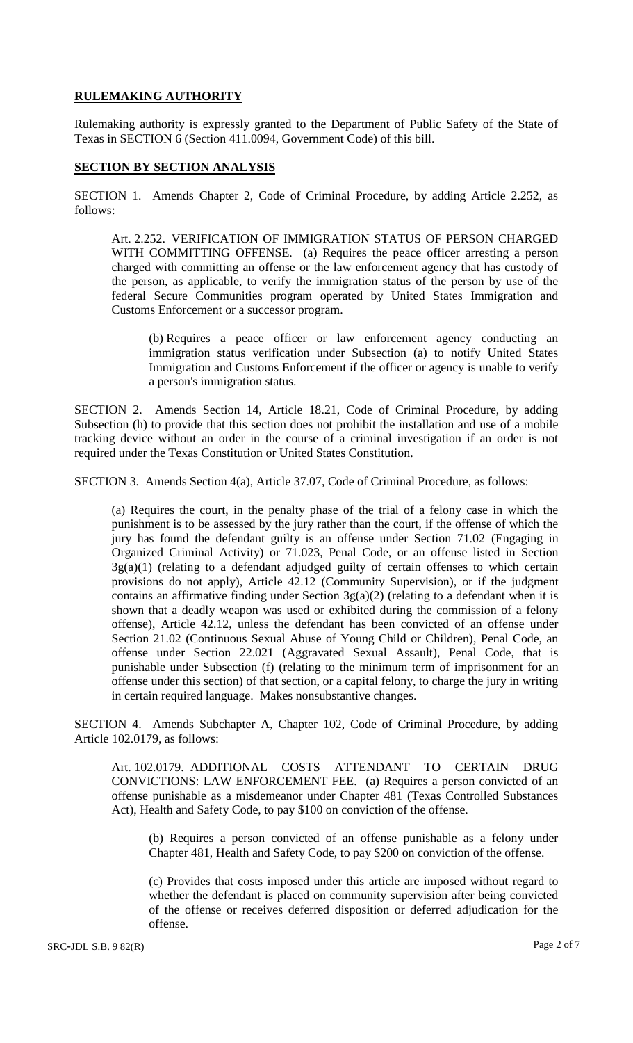## RULEMAKING AUTHORITY

Rulemaking authority is expressly granted to the Department of Public Safety of the State of Texas in SECTION 6 (Section 411.0094, Government Code) of this bill.

## SECTION BY SECTION ANALYSIS

SECTION 1. Amends Chapter 2, Code of Criminal Procedure, by adding Article 2.252, as follows:

Art. 2.252. VERIFICATION OF IMMIGRATION STATUS OF PERSON CHARGED WITH COMMITTING OFFENSE. (a) Requires the peace officer arresting a person charged with committing an offense or the law enforcement agency that has custody of the person, as applicable, to verify the immigration status of the person by use of the federal Secure Communities program operated by United States Immigration and Customs Enforcement or a successor program.

(b) Requires a peace officer or law enforcement agency conducting an immigration status verification under Subsection (a) to notify United States Immigration and Customs Enforcement if the officer or agency is unable to verify a person's immigration status.

SECTION 2. Amends Section 14, Article 18.21, Code of Criminal Procedure, by adding Subsection (h) to provide that this section does not prohibit the installation and use of a mobile tracking device without an order in the course of a criminal investigation if an order is not required under the Texas Constitution or United States Constitution.

SECTION 3. Amends Section 4(a), Article 37.07, Code of Criminal Procedure, as follows:

(a) Requires the court, in the penalty phase of the trial of a felony case in which the punishment is to be assessed by the jury rather than the court, if the offense of which the jury has found the defendant guilty is an offense under Section 71.02 (Engaging in Organized Criminal Activity) or 71.023, Penal Code, or an offense listed in Section 3g(a)(1) (relating to a defendant adjudged guilty of certain offenses to which certain provisions do not apply), Article 42.12 (Community Supervision), or if the judgment contains an affirmative finding under Section 3g(a)(2) (relating to a defendant when it is shown that a deadly weapon was used or exhibited during the commission of a felony offense), Article 42.12, unless the defendant has been convicted of an offense under Section 21.02 (Continuous Sexual Abuse of Young Child or Children), Penal Code, an offense under Section 22.021 (Aggravated Sexual Assault), Penal Code, that is punishable under Subsection (f) (relating to the minimum term of imprisonment for an offense under this section) of that section, or a capital felony, to charge the jury in writing in certain required language. Makes nonsubstantive changes.

SECTION 4. Amends Subchapter A, Chapter 102, Code of Criminal Procedure, by adding Article 102.0179, as follows:

Art. 102.0179. ADDITIONAL COSTS ATTENDANT TO CERTAIN DRUG CONVICTIONS: LAW ENFORCEMENT FEE. (a) Requires a person convicted of an offense punishable as a misdemeanor under Chapter 481 (Texas Controlled Substances Act), Health and Safety Code, to pay $100 on conviction of the offense.

(b) Requires a person convicted of an offense punishable as a felony under Chapter 481, Health and Safety Code, to pay $200 on conviction of the offense.

(c) Provides that costs imposed under this article are imposed without regard to whether the defendant is placed on community supervision after being convicted of the offense or receives deferred disposition or deferred adjudication for the offense.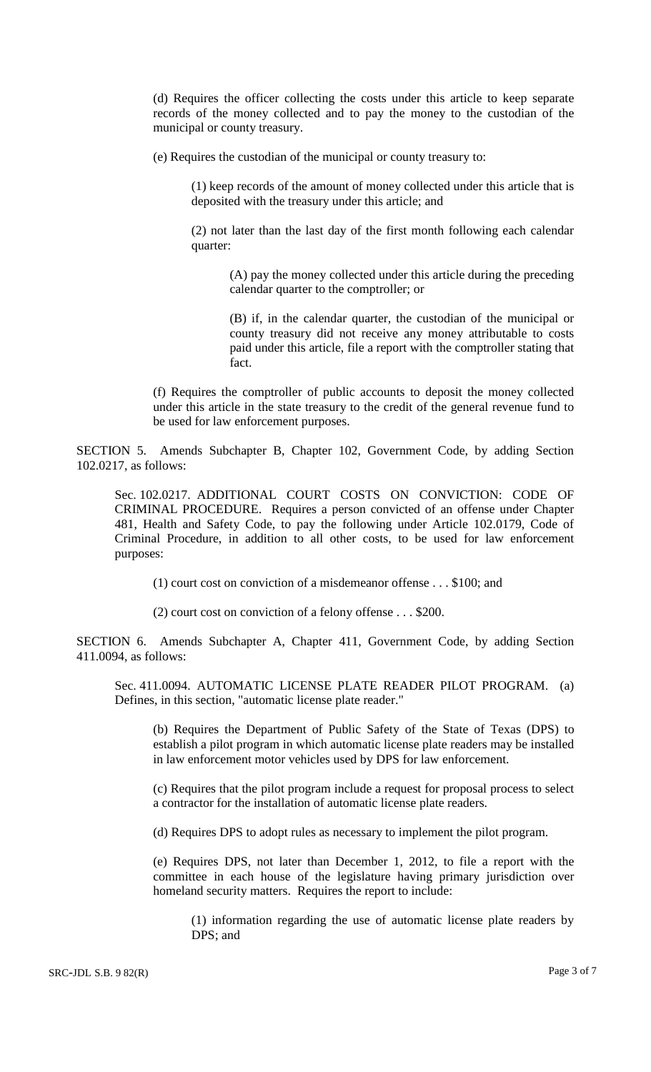(d) Requires the officer collecting the costs under this article to keep separate records of the money collected and to pay the money to the custodian of the municipal or county treasury.

(e) Requires the custodian of the municipal or county treasury to:

(1) keep records of the amount of money collected under this article that is deposited with the treasury under this article; and

(2) not later than the last day of the first month following each calendar quarter:

(A) pay the money collected under this article during the preceding calendar quarter to the comptroller; or

(B) if, in the calendar quarter, the custodian of the municipal or county treasury did not receive any money attributable to costs paid under this article, file a report with the comptroller stating that fact.

(f) Requires the comptroller of public accounts to deposit the money collected under this article in the state treasury to the credit of the general revenue fund to be used for law enforcement purposes.

SECTION 5. Amends Subchapter B, Chapter 102, Government Code, by adding Section 102.0217, as follows:

Sec. 102.0217. ADDITIONAL COURT COSTS ON CONVICTION: CODE OF CRIMINAL PROCEDURE. Requires a person convicted of an offense under Chapter 481, Health and Safety Code, to pay the following under Article 102.0179, Code of Criminal Procedure, in addition to all other costs, to be used for law enforcement purposes:

(1) court cost on conviction of a misdemeanor offense . . . $100; and

(2) court cost on conviction of a felony offense . . . $200.

SECTION 6. Amends Subchapter A, Chapter 411, Government Code, by adding Section 411.0094, as follows:

Sec. 411.0094. AUTOMATIC LICENSE PLATE READER PILOT PROGRAM. (a) Defines, in this section, "automatic license plate reader."

(b) Requires the Department of Public Safety of the State of Texas (DPS) to establish a pilot program in which automatic license plate readers may be installed in law enforcement motor vehicles used by DPS for law enforcement.

(c) Requires that the pilot program include a request for proposal process to select a contractor for the installation of automatic license plate readers.

(d) Requires DPS to adopt rules as necessary to implement the pilot program.

(e) Requires DPS, not later than December 1, 2012, to file a report with the committee in each house of the legislature having primary jurisdiction over homeland security matters. Requires the report to include:

(1) information regarding the use of automatic license plate readers by DPS; and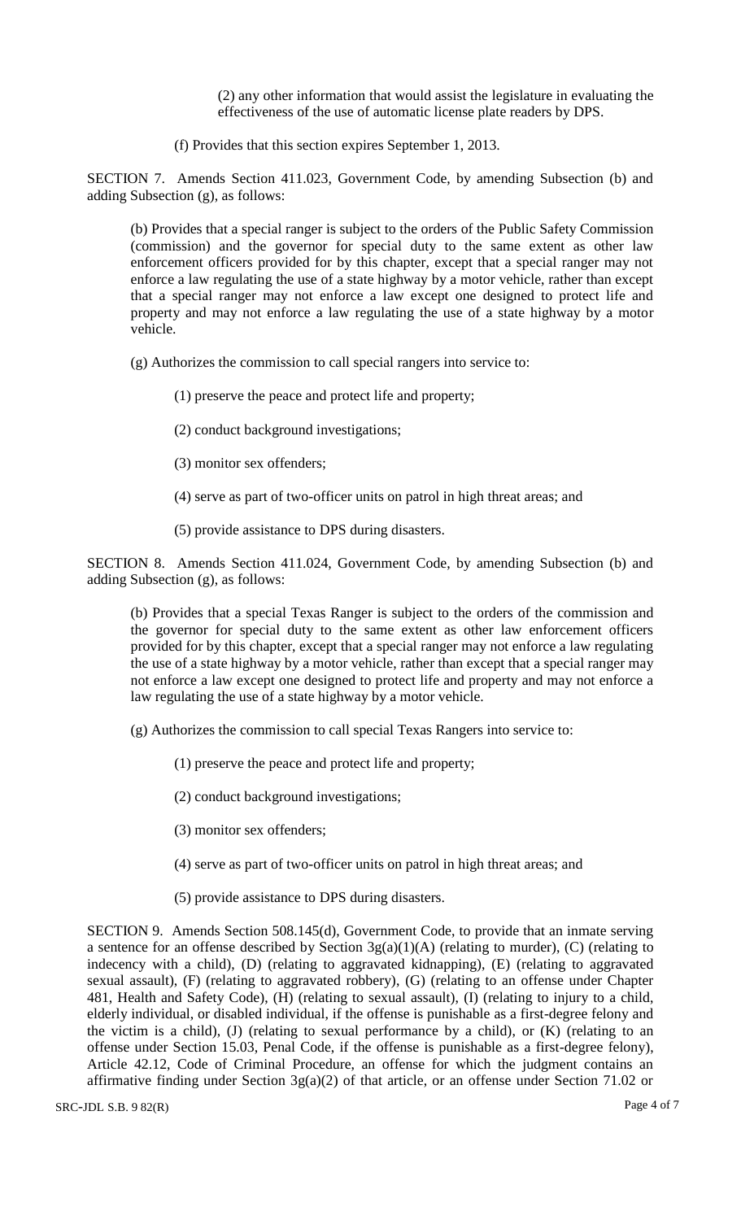(2) any other information that would assist the legislature in evaluating the effectiveness of the use of automatic license plate readers by DPS.

(f) Provides that this section expires September 1, 2013.

SECTION 7. Amends Section 411.023, Government Code, by amending Subsection (b) and adding Subsection (g), as follows:

(b) Provides that a special ranger is subject to the orders of the Public Safety Commission (commission) and the governor for special duty to the same extent as other law enforcement officers provided for by this chapter, except that a special ranger may not enforce a law regulating the use of a state highway by a motor vehicle, rather than except that a special ranger may not enforce a law except one designed to protect life and property and may not enforce a law regulating the use of a state highway by a motor vehicle.

(g) Authorizes the commission to call special rangers into service to:

(1) preserve the peace and protect life and property;

(2) conduct background investigations;

(3) monitor sex offenders;

(4) serve as part of two-officer units on patrol in high threat areas; and

(5) provide assistance to DPS during disasters.

SECTION 8. Amends Section 411.024, Government Code, by amending Subsection (b) and adding Subsection (g), as follows:

(b) Provides that a special Texas Ranger is subject to the orders of the commission and the governor for special duty to the same extent as other law enforcement officers provided for by this chapter, except that a special ranger may not enforce a law regulating the use of a state highway by a motor vehicle, rather than except that a special ranger may not enforce a law except one designed to protect life and property and may not enforce a law regulating the use of a state highway by a motor vehicle.

(g) Authorizes the commission to call special Texas Rangers into service to:

(1) preserve the peace and protect life and property;

(2) conduct background investigations;

(3) monitor sex offenders;

(4) serve as part of two-officer units on patrol in high threat areas; and

(5) provide assistance to DPS during disasters.

SECTION 9. Amends Section 508.145(d), Government Code, to provide that an inmate serving a sentence for an offense described by Section 3g(a)(1)(A) (relating to murder), (C) (relating to indecency with a child), (D) (relating to aggravated kidnapping), (E) (relating to aggravated sexual assault), (F) (relating to aggravated robbery), (G) (relating to an offense under Chapter 481, Health and Safety Code), (H) (relating to sexual assault), (I) (relating to injury to a child, elderly individual, or disabled individual, if the offense is punishable as a first-degree felony and the victim is a child), (J) (relating to sexual performance by a child), or (K) (relating to an offense under Section 15.03, Penal Code, if the offense is punishable as a first-degree felony), Article 42.12, Code of Criminal Procedure, an offense for which the judgment contains an affirmative finding under Section 3g(a)(2) of that article, or an offense under Section 71.02 or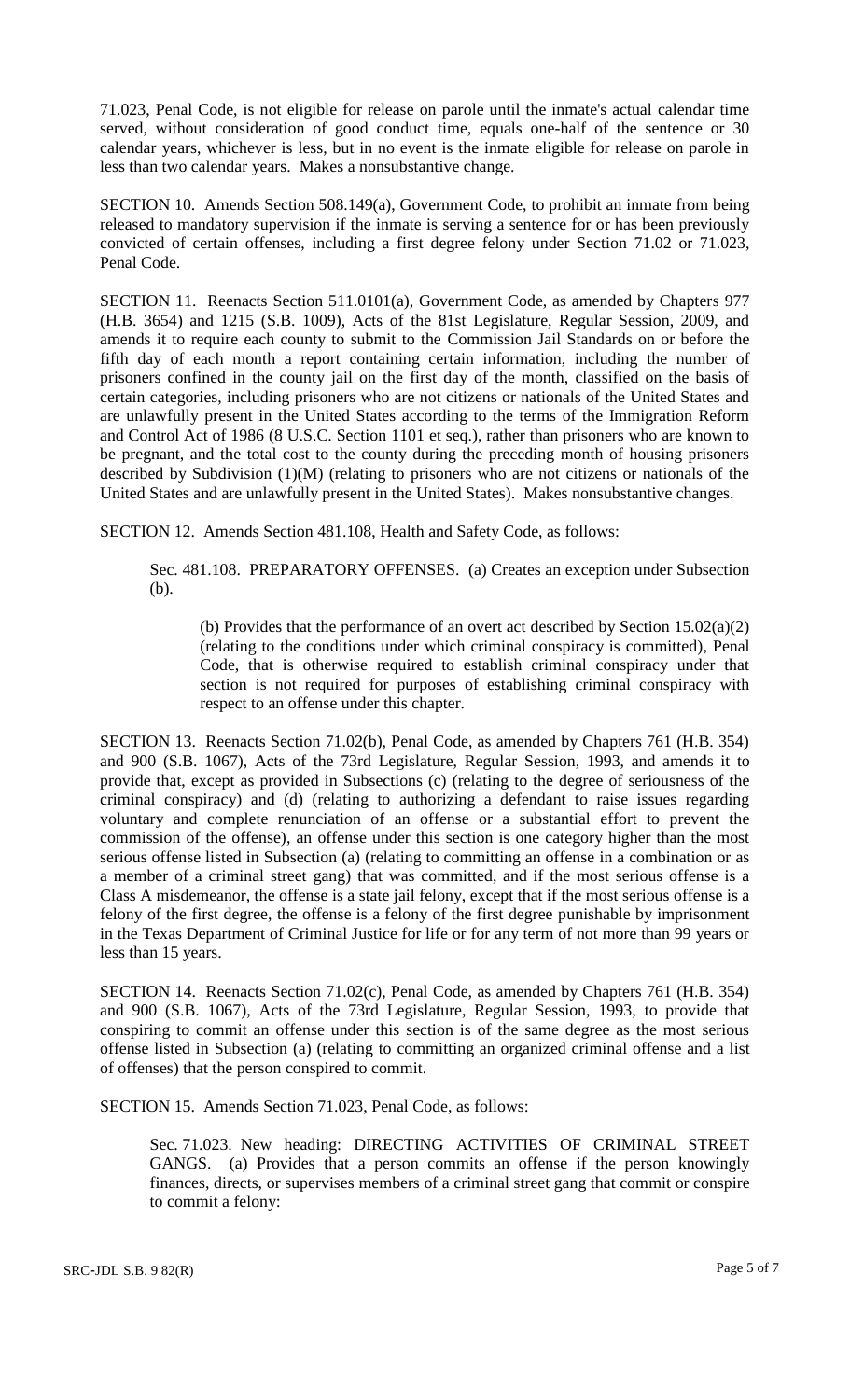71.023, Penal Code, is not eligible for release on parole until the inmate's actual calendar time served, without consideration of good conduct time, equals one-half of the sentence or 30 calendar years, whichever is less, but in no event is the inmate eligible for release on parole in less than two calendar years. Makes a nonsubstantive change.

SECTION 10. Amends Section 508.149(a), Government Code, to prohibit an inmate from being released to mandatory supervision if the inmate is serving a sentence for or has been previously convicted of certain offenses, including a first degree felony under Section 71.02 or 71.023, Penal Code.

SECTION 11. Reenacts Section 511.0101(a), Government Code, as amended by Chapters 977 (H.B. 3654) and 1215 (S.B. 1009), Acts of the 81st Legislature, Regular Session, 2009, and amends it to require each county to submit to the Commission Jail Standards on or before the fifth day of each month a report containing certain information, including the number of prisoners confined in the county jail on the first day of the month, classified on the basis of certain categories, including prisoners who are not citizens or nationals of the United States and are unlawfully present in the United States according to the terms of the Immigration Reform and Control Act of 1986 (8 U.S.C. Section 1101 et seq.), rather than prisoners who are known to be pregnant, and the total cost to the county during the preceding month of housing prisoners described by Subdivision (1)(M) (relating to prisoners who are not citizens or nationals of the United States and are unlawfully present in the United States). Makes nonsubstantive changes.

SECTION 12. Amends Section 481.108, Health and Safety Code, as follows:

Sec. 481.108. PREPARATORY OFFENSES. (a) Creates an exception under Subsection (b).

(b) Provides that the performance of an overt act described by Section 15.02(a)(2) (relating to the conditions under which criminal conspiracy is committed), Penal Code, that is otherwise required to establish criminal conspiracy under that section is not required for purposes of establishing criminal conspiracy with respect to an offense under this chapter.

SECTION 13. Reenacts Section 71.02(b), Penal Code, as amended by Chapters 761 (H.B. 354) and 900 (S.B. 1067), Acts of the 73rd Legislature, Regular Session, 1993, and amends it to provide that, except as provided in Subsections (c) (relating to the degree of seriousness of the criminal conspiracy) and (d) (relating to authorizing a defendant to raise issues regarding voluntary and complete renunciation of an offense or a substantial effort to prevent the commission of the offense), an offense under this section is one category higher than the most serious offense listed in Subsection (a) (relating to committing an offense in a combination or as a member of a criminal street gang) that was committed, and if the most serious offense is a Class A misdemeanor, the offense is a state jail felony, except that if the most serious offense is a felony of the first degree, the offense is a felony of the first degree punishable by imprisonment in the Texas Department of Criminal Justice for life or for any term of not more than 99 years or less than 15 years.

SECTION 14. Reenacts Section 71.02(c), Penal Code, as amended by Chapters 761 (H.B. 354) and 900 (S.B. 1067), Acts of the 73rd Legislature, Regular Session, 1993, to provide that conspiring to commit an offense under this section is of the same degree as the most serious offense listed in Subsection (a) (relating to committing an organized criminal offense and a list of offenses) that the person conspired to commit.

SECTION 15. Amends Section 71.023, Penal Code, as follows:

Sec. 71.023. New heading: DIRECTING ACTIVITIES OF CRIMINAL STREET GANGS. (a) Provides that a person commits an offense if the person knowingly finances, directs, or supervises members of a criminal street gang that commit or conspire to commit a felony: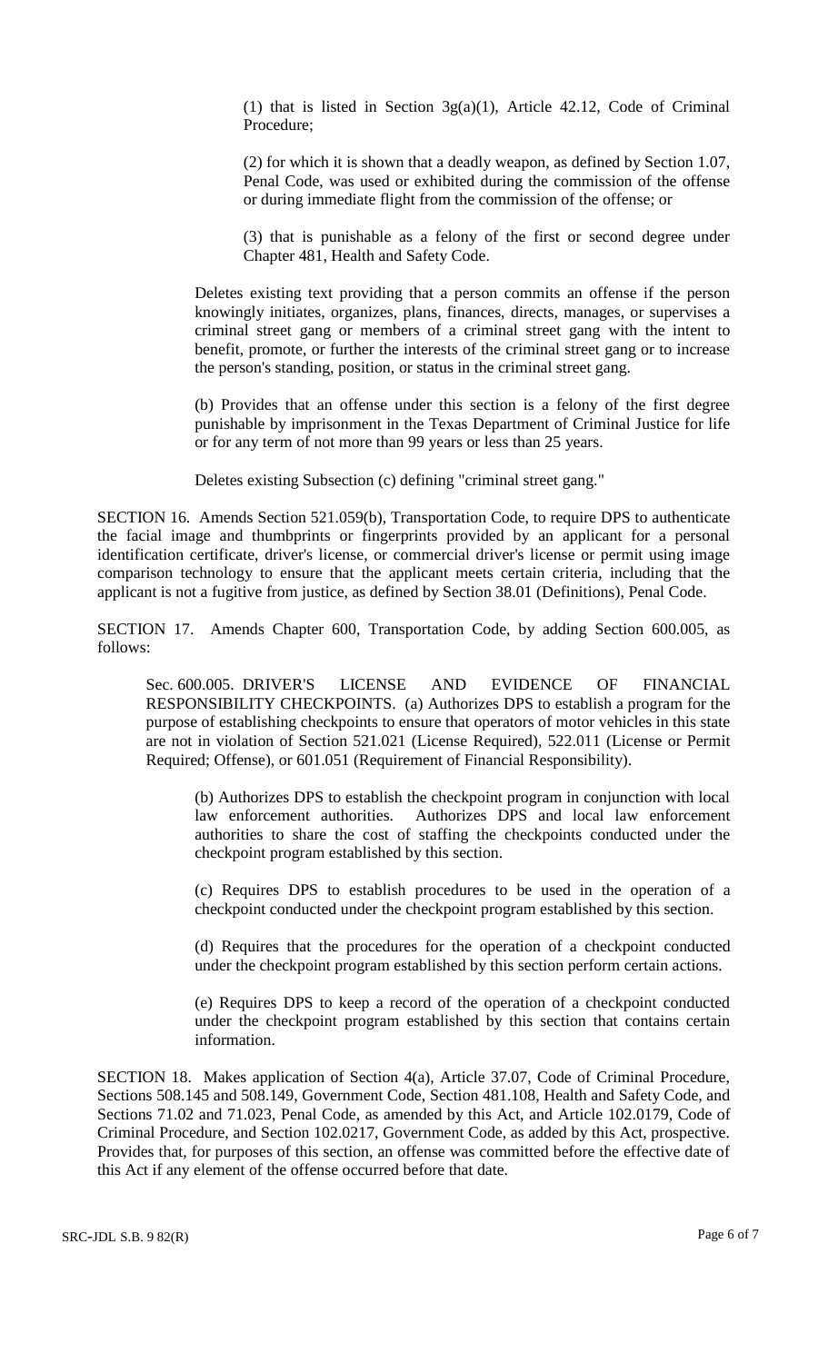(1) that is listed in Section 3g(a)(1), Article 42.12, Code of Criminal Procedure;

(2) for which it is shown that a deadly weapon, as defined by Section 1.07, Penal Code, was used or exhibited during the commission of the offense or during immediate flight from the commission of the offense; or

(3) that is punishable as a felony of the first or second degree under Chapter 481, Health and Safety Code.

Deletes existing text providing that a person commits an offense if the person knowingly initiates, organizes, plans, finances, directs, manages, or supervises a criminal street gang or members of a criminal street gang with the intent to benefit, promote, or further the interests of the criminal street gang or to increase the person's standing, position, or status in the criminal street gang.

(b) Provides that an offense under this section is a felony of the first degree punishable by imprisonment in the Texas Department of Criminal Justice for life or for any term of not more than 99 years or less than 25 years.

Deletes existing Subsection (c) defining "criminal street gang."

SECTION 16. Amends Section 521.059(b), Transportation Code, to require DPS to authenticate the facial image and thumbprints or fingerprints provided by an applicant for a personal identification certificate, driver's license, or commercial driver's license or permit using image comparison technology to ensure that the applicant meets certain criteria, including that the applicant is not a fugitive from justice, as defined by Section 38.01 (Definitions), Penal Code.

SECTION 17. Amends Chapter 600, Transportation Code, by adding Section 600.005, as follows:

Sec. 600.005. DRIVER'S LICENSE AND EVIDENCE OF FINANCIAL RESPONSIBILITY CHECKPOINTS. (a) Authorizes DPS to establish a program for the purpose of establishing checkpoints to ensure that operators of motor vehicles in this state are not in violation of Section 521.021 (License Required), 522.011 (License or Permit Required; Offense), or 601.051 (Requirement of Financial Responsibility).

(b) Authorizes DPS to establish the checkpoint program in conjunction with local law enforcement authorities. Authorizes DPS and local law enforcement authorities to share the cost of staffing the checkpoints conducted under the checkpoint program established by this section.

(c) Requires DPS to establish procedures to be used in the operation of a checkpoint conducted under the checkpoint program established by this section.

(d) Requires that the procedures for the operation of a checkpoint conducted under the checkpoint program established by this section perform certain actions.

(e) Requires DPS to keep a record of the operation of a checkpoint conducted under the checkpoint program established by this section that contains certain information.

SECTION 18. Makes application of Section 4(a), Article 37.07, Code of Criminal Procedure, Sections 508.145 and 508.149, Government Code, Section 481.108, Health and Safety Code, and Sections 71.02 and 71.023, Penal Code, as amended by this Act, and Article 102.0179, Code of Criminal Procedure, and Section 102.0217, Government Code, as added by this Act, prospective. Provides that, for purposes of this section, an offense was committed before the effective date of this Act if any element of the offense occurred before that date.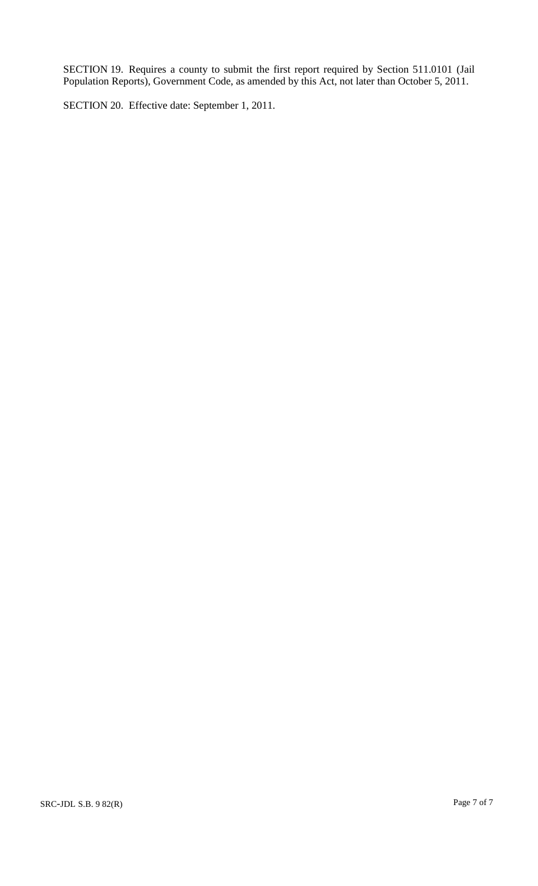SECTION 19. Requires a county to submit the first report required by Section 511.0101 (Jail Population Reports), Government Code, as amended by this Act, not later than October 5, 2011.

SECTION 20. Effective date: September 1, 2011.